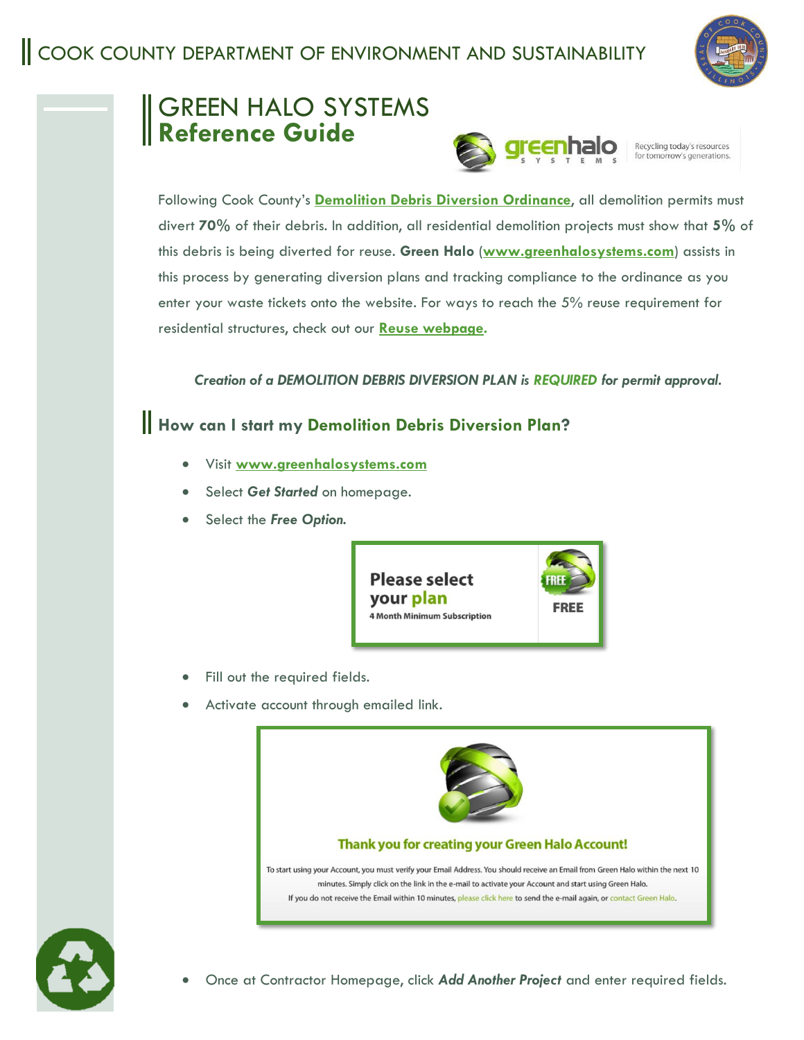# COOK COUNTY DEPARTMENT OF ENVIRONMENT AND SUSTAINABILITY

## GREEN HALO SYSTEMS **Reference Guide**

Following Cook County's **Demolition Debris Diversion Ordinance**, all demolition permits must divert **70%** of their debris. In addition, all residential demolition projects must show that **5%** of this debris is being diverted for reuse. **Green Halo** (**www.greenhalosystems.com**) assists in this process by generating diversion plans and tracking compliance to the ordinance as you enter your waste tickets onto the website. For ways to reach the 5% reuse requirement for residential structures, check out our **Reuse webpage**.

***Creation of a DEMOLITION DEBRIS DIVERSION PLAN is REQUIRED for permit approval.***

## How can I start my Demolition Debris Diversion Plan?

- Visit **www.greenhalosystems.com**
- Select ***Get Started*** on homepage.
- Select the ***Free Option.***

**Please select your plan**
4 Month Minimum Subscription
**FREE**

- Fill out the required fields.
- Activate account through emailed link.

**Thank you for creating your Green Halo Account!**

To start using your Account, you must verify your Email Address. You should receive an Email from Green Halo within the next 10 minutes. Simply click on the link in the e-mail to activate your Account and start using Green Halo.
If you do not receive the Email within 10 minutes, please click here to send the e-mail again, or contact Green Halo.

- Once at Contractor Homepage, click ***Add Another Project*** and enter required fields.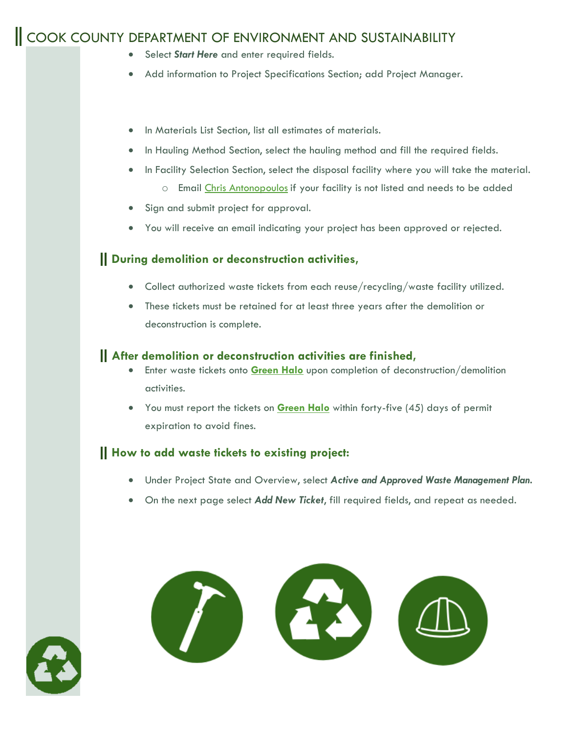- Select ***Start Here*** and enter required fields.
- Add information to Project Specifications Section; add Project Manager.

- In Materials List Section, list all estimates of materials.
- In Hauling Method Section, select the hauling method and fill the required fields.
- In Facility Selection Section, select the disposal facility where you will take the material.
  - Email Chris Antonopoulos if your facility is not listed and needs to be added
- Sign and submit project for approval.
- You will receive an email indicating your project has been approved or rejected.

## During demolition or deconstruction activities,

- Collect authorized waste tickets from each reuse/recycling/waste facility utilized.
- These tickets must be retained for at least three years after the demolition or deconstruction is complete.

## After demolition or deconstruction activities are finished,

- Enter waste tickets onto **Green Halo** upon completion of deconstruction/demolition activities.
- You must report the tickets on **Green Halo** within forty-five (45) days of permit expiration to avoid fines.

## How to add waste tickets to existing project:

- Under Project State and Overview, select ***Active and Approved Waste Management Plan.***
- On the next page select ***Add New Ticket***, fill required fields, and repeat as needed.